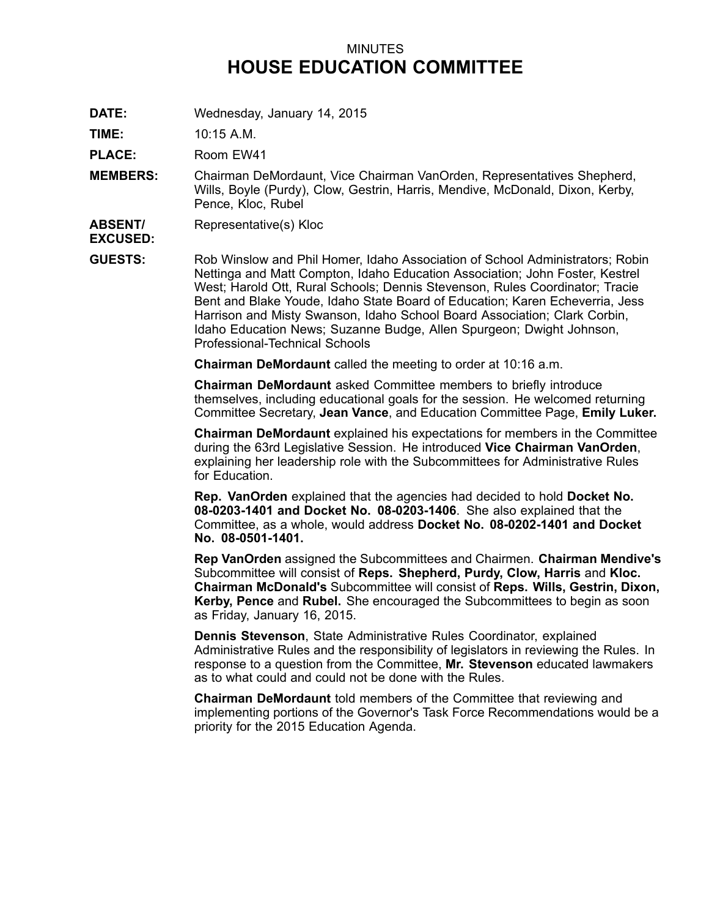MINUTES

# HOUSE EDUCATION COMMITTEE

**DATE:** Wednesday, January 14, 2015

**TIME:** 10:15 A.M.

**PLACE:** Room EW41

**MEMBERS:** Chairman DeMordaunt, Vice Chairman VanOrden, Representatives Shepherd, Wills, Boyle (Purdy), Clow, Gestrin, Harris, Mendive, McDonald, Dixon, Kerby, Pence, Kloc, Rubel

**ABSENT/ EXCUSED:** Representative(s) Kloc

**GUESTS:** Rob Winslow and Phil Homer, Idaho Association of School Administrators; Robin Nettinga and Matt Compton, Idaho Education Association; John Foster, Kestrel West; Harold Ott, Rural Schools; Dennis Stevenson, Rules Coordinator; Tracie Bent and Blake Youde, Idaho State Board of Education; Karen Echeverria, Jess Harrison and Misty Swanson, Idaho School Board Association; Clark Corbin, Idaho Education News; Suzanne Budge, Allen Spurgeon; Dwight Johnson, Professional-Technical Schools

**Chairman DeMordaunt** called the meeting to order at 10:16 a.m.

**Chairman DeMordaunt** asked Committee members to briefly introduce themselves, including educational goals for the session. He welcomed returning Committee Secretary, **Jean Vance**, and Education Committee Page, **Emily Luker.**

**Chairman DeMordaunt** explained his expectations for members in the Committee during the 63rd Legislative Session. He introduced **Vice Chairman VanOrden**, explaining her leadership role with the Subcommittees for Administrative Rules for Education.

**Rep. VanOrden** explained that the agencies had decided to hold **Docket No. 08-0203-1401 and Docket No. 08-0203-1406**. She also explained that the Committee, as a whole, would address **Docket No. 08-0202-1401 and Docket No. 08-0501-1401.**

**Rep VanOrden** assigned the Subcommittees and Chairmen. **Chairman Mendive's** Subcommittee will consist of **Reps. Shepherd, Purdy, Clow, Harris** and **Kloc. Chairman McDonald's** Subcommittee will consist of **Reps. Wills, Gestrin, Dixon, Kerby, Pence** and **Rubel.** She encouraged the Subcommittees to begin as soon as Friday, January 16, 2015.

**Dennis Stevenson**, State Administrative Rules Coordinator, explained Administrative Rules and the responsibility of legislators in reviewing the Rules. In response to a question from the Committee, **Mr. Stevenson** educated lawmakers as to what could and could not be done with the Rules.

**Chairman DeMordaunt** told members of the Committee that reviewing and implementing portions of the Governor's Task Force Recommendations would be a priority for the 2015 Education Agenda.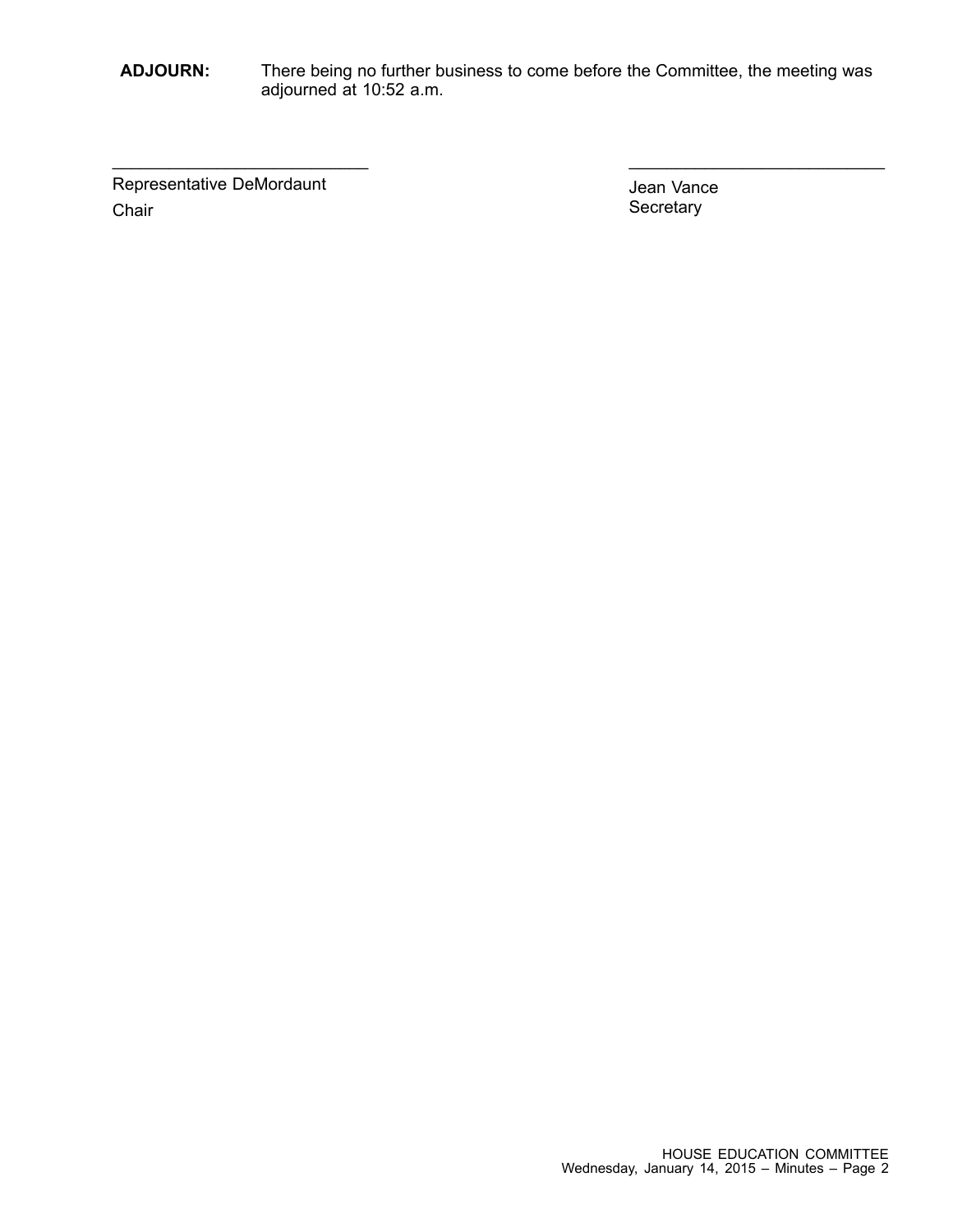**ADJOURN:** There being no further business to come before the Committee, the meeting was adjourned at 10:52 a.m.

___________________________
Representative DeMordaunt
Chair

___________________________
Jean Vance
Secretary